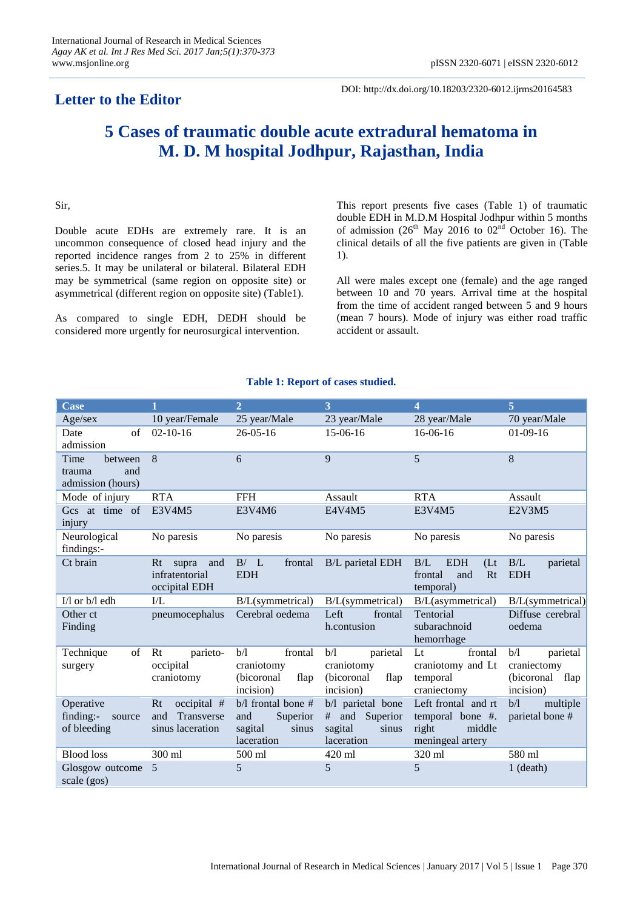## Letter to the Editor

DOI: http://dx.doi.org/10.18203/2320-6012.ijrms20164583

# 5 Cases of traumatic double acute extradural hematoma in M. D. M hospital Jodhpur, Rajasthan, India

Sir,

Double acute EDHs are extremely rare. It is an uncommon consequence of closed head injury and the reported incidence ranges from 2 to 25% in different series.5. It may be unilateral or bilateral. Bilateral EDH may be symmetrical (same region on opposite site) or asymmetrical (different region on opposite site) (Table1).

As compared to single EDH, DEDH should be considered more urgently for neurosurgical intervention.

This report presents five cases (Table 1) of traumatic double EDH in M.D.M Hospital Jodhpur within 5 months of admission (26th May 2016 to 02nd October 16). The clinical details of all the five patients are given in (Table 1).

All were males except one (female) and the age ranged between 10 and 70 years. Arrival time at the hospital from the time of accident ranged between 5 and 9 hours (mean 7 hours). Mode of injury was either road traffic accident or assault.

**Table 1: Report of cases studied.**

| Case | 1 | 2 | 3 | 4 | 5 |
|---|---|---|---|---|---|
| Age/sex | 10 year/Female | 25 year/Male | 23 year/Male | 28 year/Male | 70 year/Male |
| Date of admission | 02-10-16 | 26-05-16 | 15-06-16 | 16-06-16 | 01-09-16 |
| Time between trauma and admission (hours) | 8 | 6 | 9 | 5 | 8 |
| Mode of injury | RTA | FFH | Assault | RTA | Assault |
| Gcs at time of injury | E3V4M5 | E3V4M6 | E4V4M5 | E3V4M5 | E2V3M5 |
| Neurological findings:- | No paresis | No paresis | No paresis | No paresis | No paresis |
| Ct brain | Rt supra and infratentorial occipital EDH | B/ L frontal EDH | B/L parietal EDH | B/L EDH (Lt frontal and Rt temporal) | B/L parietal EDH |
| I/l or b/l edh | I/L | B/L(symmetrical) | B/L(symmetrical) | B/L(asymmetrical) | B/L(symmetrical) |
| Other ct Finding | pneumocephalus | Cerebral oedema | Left frontal h.contusion | Tentorial subarachnoid hemorrhage | Diffuse cerebral oedema |
| Technique of surgery | Rt parieto-occipital craniotomy | b/l frontal craniotomy (bicoronal flap incision) | b/l parietal craniotomy (bicoronal flap incision) | Lt frontal craniotomy and Lt temporal craniectomy | b/l parietal craniectomy (bicoronal flap incision) |
| Operative finding:- source of bleeding | Rt occipital # and Transverse sinus laceration | b/l frontal bone # and Superior sagital sinus laceration | b/l parietal bone # and Superior sagital sinus laceration | Left frontal and rt temporal bone #. right middle meningeal artery | b/l multiple parietal bone # |
| Blood loss | 300 ml | 500 ml | 420 ml | 320 ml | 580 ml |
| Glosgow outcome scale (gos) | 5 | 5 | 5 | 5 | 1 (death) |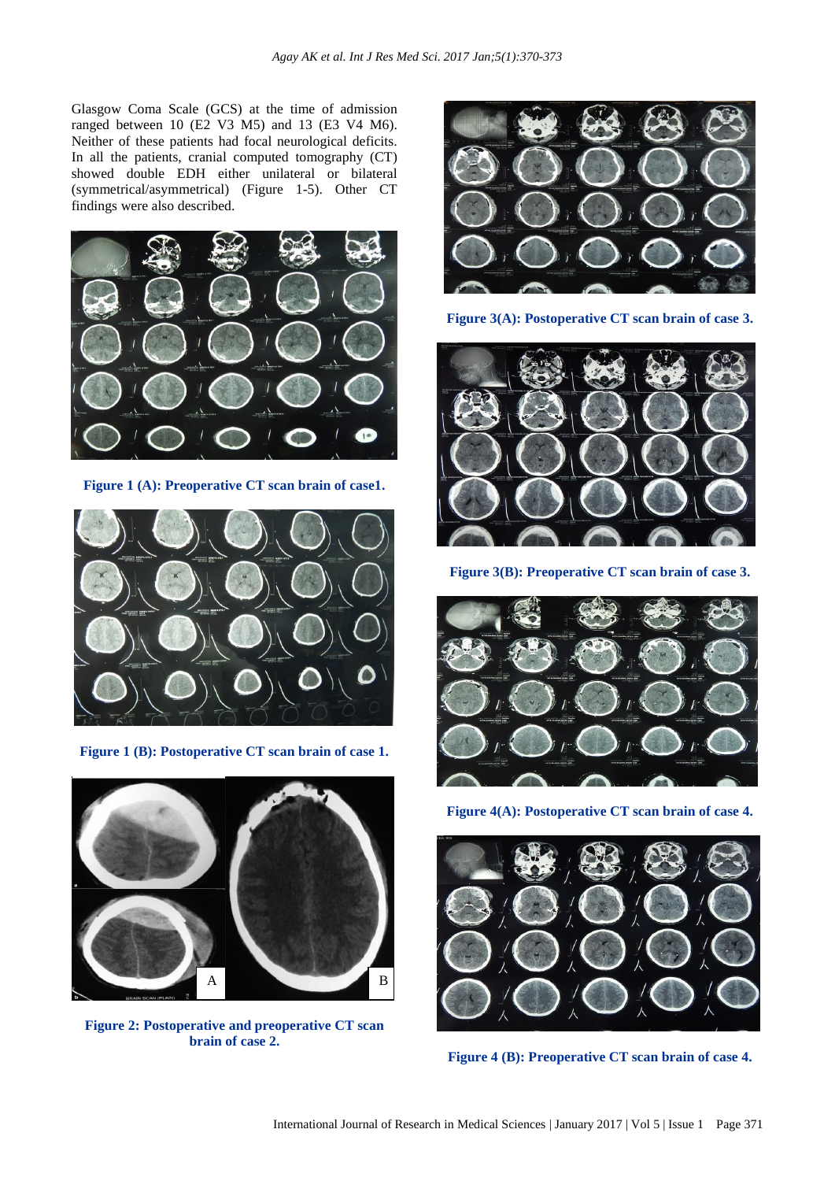Glasgow Coma Scale (GCS) at the time of admission ranged between 10 (E2 V3 M5) and 13 (E3 V4 M6). Neither of these patients had focal neurological deficits. In all the patients, cranial computed tomography (CT) showed double EDH either unilateral or bilateral (symmetrical/asymmetrical) (Figure 1-5). Other CT findings were also described.

**Figure 1 (A): Preoperative CT scan brain of case1.**

**Figure 1 (B): Postoperative CT scan brain of case 1.**

**Figure 2: Postoperative and preoperative CT scan brain of case 2.**

**Figure 3(A): Postoperative CT scan brain of case 3.**

**Figure 3(B): Preoperative CT scan brain of case 3.**

**Figure 4(A): Postoperative CT scan brain of case 4.**

**Figure 4 (B): Preoperative CT scan brain of case 4.**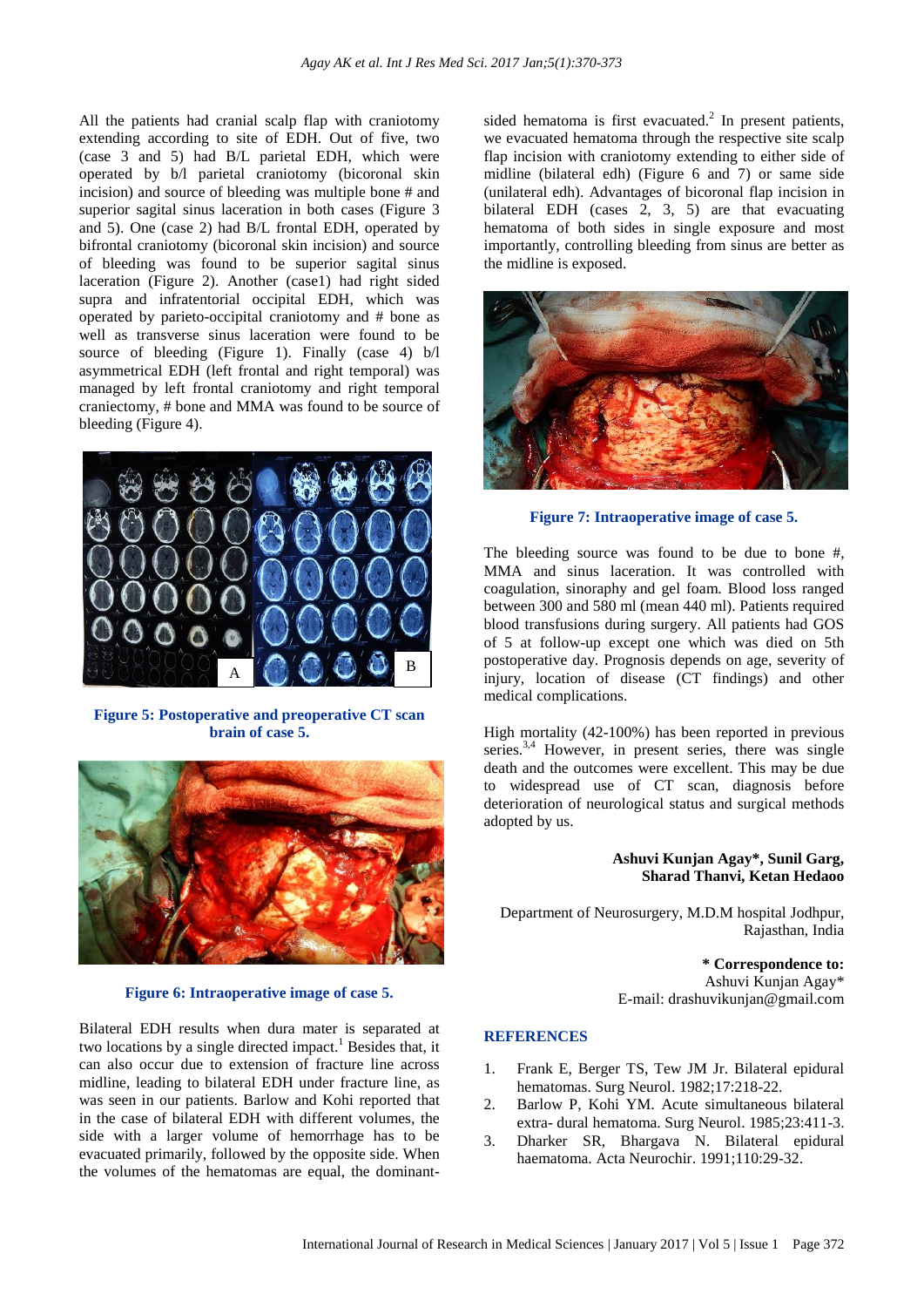All the patients had cranial scalp flap with craniotomy extending according to site of EDH. Out of five, two (case 3 and 5) had B/L parietal EDH, which were operated by b/l parietal craniotomy (bicoronal skin incision) and source of bleeding was multiple bone # and superior sagital sinus laceration in both cases (Figure 3 and 5). One (case 2) had B/L frontal EDH, operated by bifrontal craniotomy (bicoronal skin incision) and source of bleeding was found to be superior sagital sinus laceration (Figure 2). Another (case1) had right sided supra and infratentorial occipital EDH, which was operated by parieto-occipital craniotomy and # bone as well as transverse sinus laceration were found to be source of bleeding (Figure 1). Finally (case 4) b/l asymmetrical EDH (left frontal and right temporal) was managed by left frontal craniotomy and right temporal craniectomy, # bone and MMA was found to be source of bleeding (Figure 4).

**Figure 5: Postoperative and preoperative CT scan brain of case 5.**

**Figure 6: Intraoperative image of case 5.**

Bilateral EDH results when dura mater is separated at two locations by a single directed impact.[1] Besides that, it can also occur due to extension of fracture line across midline, leading to bilateral EDH under fracture line, as was seen in our patients. Barlow and Kohi reported that in the case of bilateral EDH with different volumes, the side with a larger volume of hemorrhage has to be evacuated primarily, followed by the opposite side. When the volumes of the hematomas are equal, the dominant-sided hematoma is first evacuated.[2] In present patients, we evacuated hematoma through the respective site scalp flap incision with craniotomy extending to either side of midline (bilateral edh) (Figure 6 and 7) or same side (unilateral edh). Advantages of bicoronal flap incision in bilateral EDH (cases 2, 3, 5) are that evacuating hematoma of both sides in single exposure and most importantly, controlling bleeding from sinus are better as the midline is exposed.

**Figure 7: Intraoperative image of case 5.**

The bleeding source was found to be due to bone #, MMA and sinus laceration. It was controlled with coagulation, sinoraphy and gel foam. Blood loss ranged between 300 and 580 ml (mean 440 ml). Patients required blood transfusions during surgery. All patients had GOS of 5 at follow-up except one which was died on 5th postoperative day. Prognosis depends on age, severity of injury, location of disease (CT findings) and other medical complications.

High mortality (42-100%) has been reported in previous series.[3,4] However, in present series, there was single death and the outcomes were excellent. This may be due to widespread use of CT scan, diagnosis before deterioration of neurological status and surgical methods adopted by us.

**Ashuvi Kunjan Agay\*, Sunil Garg, Sharad Thanvi, Ketan Hedaoo**

Department of Neurosurgery, M.D.M hospital Jodhpur, Rajasthan, India

**\* Correspondence to:**
Ashuvi Kunjan Agay*
E-mail: drashuvikunjan@gmail.com

## REFERENCES

1. Frank E, Berger TS, Tew JM Jr. Bilateral epidural hematomas. Surg Neurol. 1982;17:218-22.
2. Barlow P, Kohi YM. Acute simultaneous bilateral extra- dural hematoma. Surg Neurol. 1985;23:411-3.
3. Dharker SR, Bhargava N. Bilateral epidural haematoma. Acta Neurochir. 1991;110:29-32.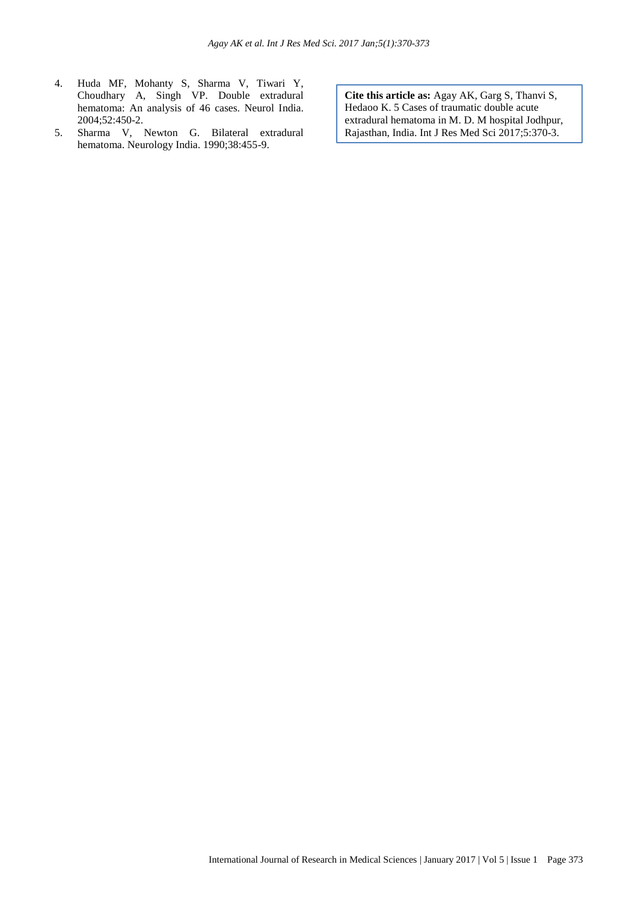4. Huda MF, Mohanty S, Sharma V, Tiwari Y, Choudhary A, Singh VP. Double extradural hematoma: An analysis of 46 cases. Neurol India. 2004;52:450-2.
5. Sharma V, Newton G. Bilateral extradural hematoma. Neurology India. 1990;38:455-9.

**Cite this article as:** Agay AK, Garg S, Thanvi S, Hedaoo K. 5 Cases of traumatic double acute extradural hematoma in M. D. M hospital Jodhpur, Rajasthan, India. Int J Res Med Sci 2017;5:370-3.